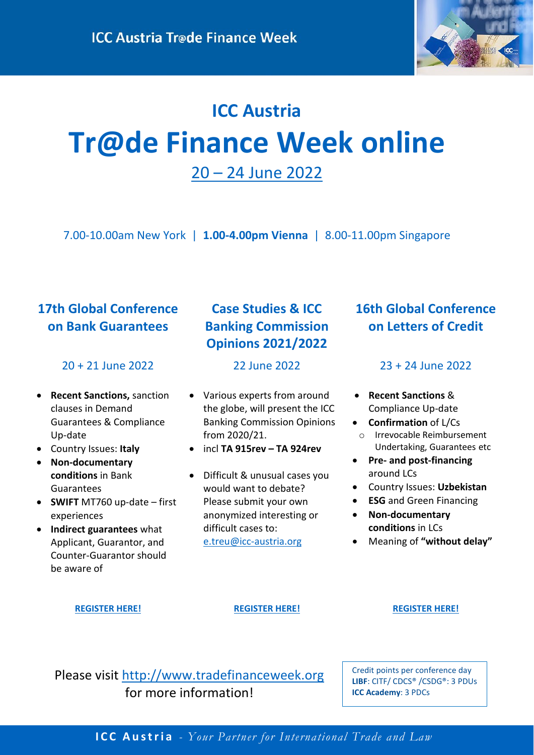ICC Austria Tr@de Finance Week

## ICC Austria

# Tr@de Finance Week online

20 – 24 June 2022

7.00-10.00am New York | **1.00-4.00pm Vienna** | 8.00-11.00pm Singapore

### 17th Global Conference on Bank Guarantees

20 + 21 June 2022

- **Recent Sanctions,** sanction clauses in Demand Guarantees & Compliance Up-date
- Country Issues: **Italy**
- **Non-documentary conditions** in Bank Guarantees
- **SWIFT** MT760 up-date – first experiences
- **Indirect guarantees** what Applicant, Guarantor, and Counter-Guarantor should be aware of

**REGISTER HERE!**

### Case Studies & ICC Banking Commission Opinions 2021/2022

22 June 2022

- Various experts from around the globe, will present the ICC Banking Commission Opinions from 2020/21.
- incl **TA 915rev – TA 924rev**
- Difficult & unusual cases you would want to debate? Please submit your own anonymized interesting or difficult cases to: e.treu@icc-austria.org

**REGISTER HERE!**

### 16th Global Conference on Letters of Credit

23 + 24 June 2022

- **Recent Sanctions** & Compliance Up-date
- **Confirmation** of L/Cs
  - Irrevocable Reimbursement Undertaking, Guarantees etc
- **Pre- and post-financing** around LCs
- Country Issues: **Uzbekistan**
- **ESG** and Green Financing
- **Non-documentary conditions** in LCs
- Meaning of **"without delay"**

**REGISTER HERE!**

Please visit http://www.tradefinanceweek.org for more information!

Credit points per conference day
**LIBF**: CITF/ CDCS® /CSDG®: 3 PDUs
**ICC Academy**: 3 PDCs

**ICC Austria** - *Your Partner for International Trade and Law*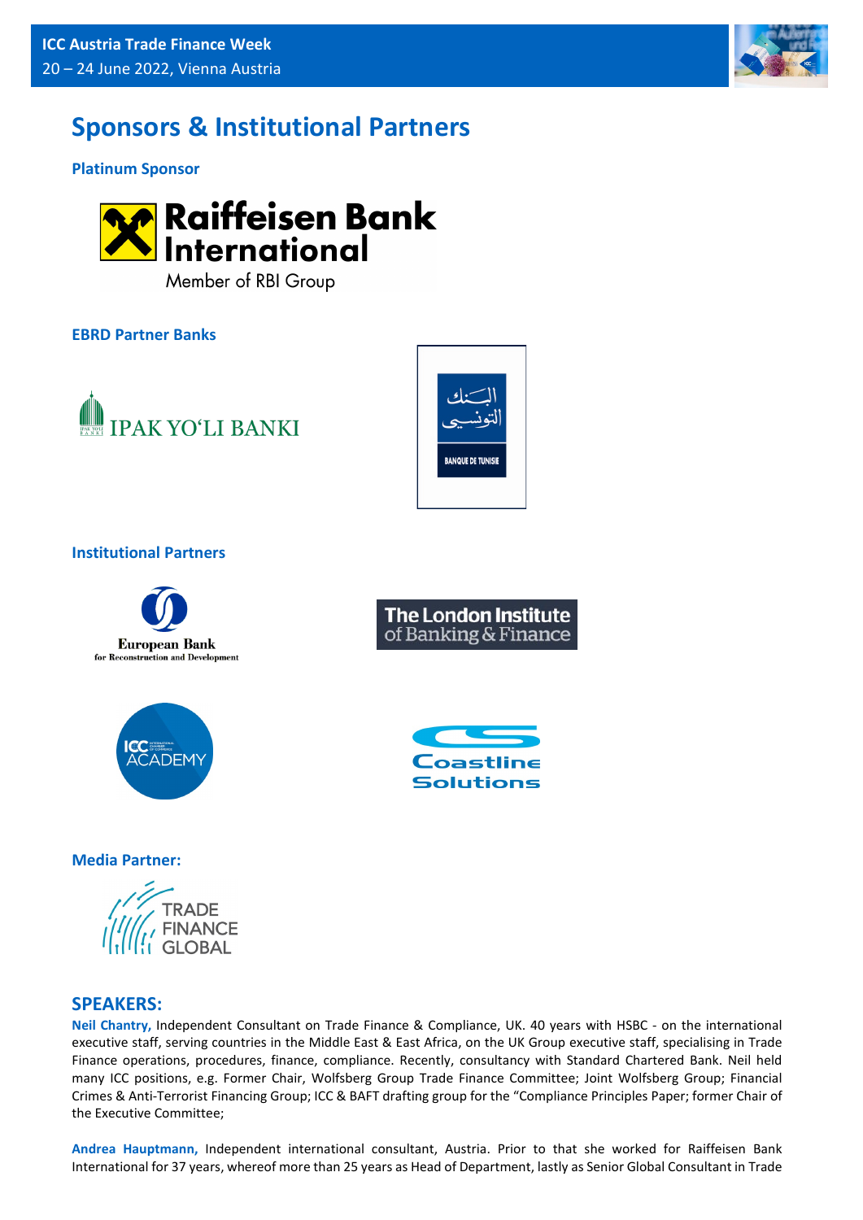# Sponsors & Institutional Partners

### Platinum Sponsor

Raiffeisen Bank International
Member of RBI Group

### EBRD Partner Banks

IPAK YO'LI BANKI

البنك التونسي
BANQUE DE TUNISIE

### Institutional Partners

European Bank for Reconstruction and Development

The London Institute of Banking & Finance

ICC ACADEMY

Coastline Solutions

### Media Partner:

TRADE FINANCE GLOBAL

## SPEAKERS:

**Neil Chantry,** Independent Consultant on Trade Finance & Compliance, UK. 40 years with HSBC - on the international executive staff, serving countries in the Middle East & East Africa, on the UK Group executive staff, specialising in Trade Finance operations, procedures, finance, compliance. Recently, consultancy with Standard Chartered Bank. Neil held many ICC positions, e.g. Former Chair, Wolfsberg Group Trade Finance Committee; Joint Wolfsberg Group; Financial Crimes & Anti-Terrorist Financing Group; ICC & BAFT drafting group for the "Compliance Principles Paper; former Chair of the Executive Committee;

**Andrea Hauptmann,** Independent international consultant, Austria. Prior to that she worked for Raiffeisen Bank International for 37 years, whereof more than 25 years as Head of Department, lastly as Senior Global Consultant in Trade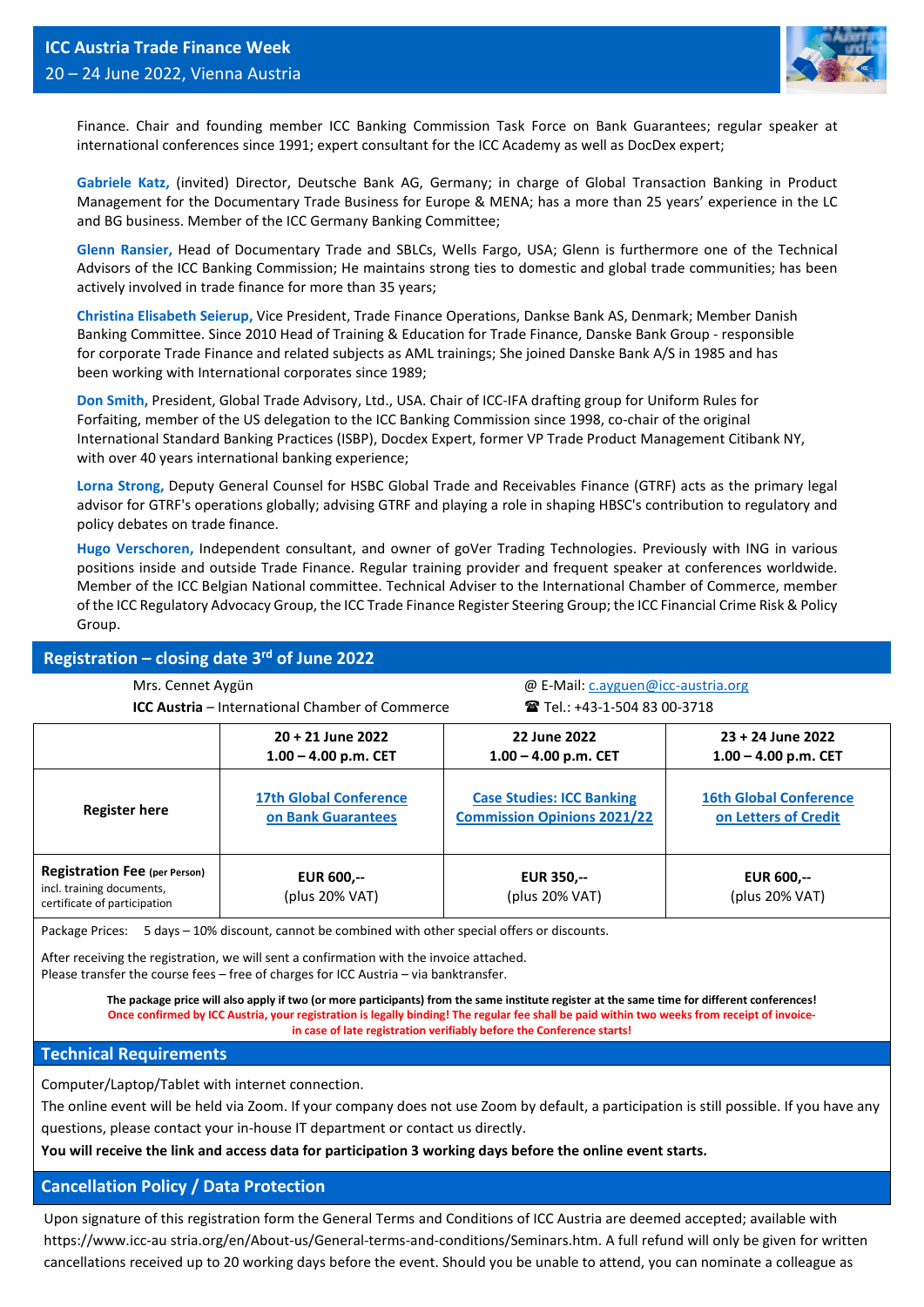Finance. Chair and founding member ICC Banking Commission Task Force on Bank Guarantees; regular speaker at international conferences since 1991; expert consultant for the ICC Academy as well as DocDex expert;

**Gabriele Katz,** (invited) Director, Deutsche Bank AG, Germany; in charge of Global Transaction Banking in Product Management for the Documentary Trade Business for Europe & MENA; has a more than 25 years' experience in the LC and BG business. Member of the ICC Germany Banking Committee;

**Glenn Ransier,** Head of Documentary Trade and SBLCs, Wells Fargo, USA; Glenn is furthermore one of the Technical Advisors of the ICC Banking Commission; He maintains strong ties to domestic and global trade communities; has been actively involved in trade finance for more than 35 years;

**Christina Elisabeth Seierup,** Vice President, Trade Finance Operations, Dankse Bank AS, Denmark; Member Danish Banking Committee. Since 2010 Head of Training & Education for Trade Finance, Danske Bank Group - responsible for corporate Trade Finance and related subjects as AML trainings; She joined Danske Bank A/S in 1985 and has been working with International corporates since 1989;

**Don Smith,** President, Global Trade Advisory, Ltd., USA. Chair of ICC-IFA drafting group for Uniform Rules for Forfaiting, member of the US delegation to the ICC Banking Commission since 1998, co-chair of the original International Standard Banking Practices (ISBP), Docdex Expert, former VP Trade Product Management Citibank NY, with over 40 years international banking experience;

**Lorna Strong,** Deputy General Counsel for HSBC Global Trade and Receivables Finance (GTRF) acts as the primary legal advisor for GTRF's operations globally; advising GTRF and playing a role in shaping HBSC's contribution to regulatory and policy debates on trade finance.

**Hugo Verschoren,** Independent consultant, and owner of goVer Trading Technologies. Previously with ING in various positions inside and outside Trade Finance. Regular training provider and frequent speaker at conferences worldwide. Member of the ICC Belgian National committee. Technical Adviser to the International Chamber of Commerce, member of the ICC Regulatory Advocacy Group, the ICC Trade Finance Register Steering Group; the ICC Financial Crime Risk & Policy Group.

## Registration – closing date 3rd of June 2022

Mrs. Cennet Aygün
**ICC Austria** – International Chamber of Commerce

@ E-Mail: c.ayguen@icc-austria.org
☎ Tel.: +43-1-504 83 00-3718

| | **20 + 21 June 2022 1.00 – 4.00 p.m. CET** | **22 June 2022 1.00 – 4.00 p.m. CET** | **23 + 24 June 2022 1.00 – 4.00 p.m. CET** |
|---|---|---|---|
| **Register here** | 17th Global Conference on Bank Guarantees | Case Studies: ICC Banking Commission Opinions 2021/22 | 16th Global Conference on Letters of Credit |
| **Registration Fee** (per Person) incl. training documents, certificate of participation | **EUR 600,--** (plus 20% VAT) | **EUR 350,--** (plus 20% VAT) | **EUR 600,--** (plus 20% VAT) |

Package Prices: 5 days – 10% discount, cannot be combined with other special offers or discounts.

After receiving the registration, we will sent a confirmation with the invoice attached.
Please transfer the course fees – free of charges for ICC Austria – via banktransfer.

**The package price will also apply if two (or more participants) from the same institute register at the same time for different conferences!**
**Once confirmed by ICC Austria, your registration is legally binding! The regular fee shall be paid within two weeks from receipt of invoice- in case of late registration verifiably before the Conference starts!**

## Technical Requirements

Computer/Laptop/Tablet with internet connection.
The online event will be held via Zoom. If your company does not use Zoom by default, a participation is still possible. If you have any questions, please contact your in-house IT department or contact us directly.
**You will receive the link and access data for participation 3 working days before the online event starts.**

## Cancellation Policy / Data Protection

Upon signature of this registration form the General Terms and Conditions of ICC Austria are deemed accepted; available with https://www.icc-au stria.org/en/About-us/General-terms-and-conditions/Seminars.htm. A full refund will only be given for written cancellations received up to 20 working days before the event. Should you be unable to attend, you can nominate a colleague as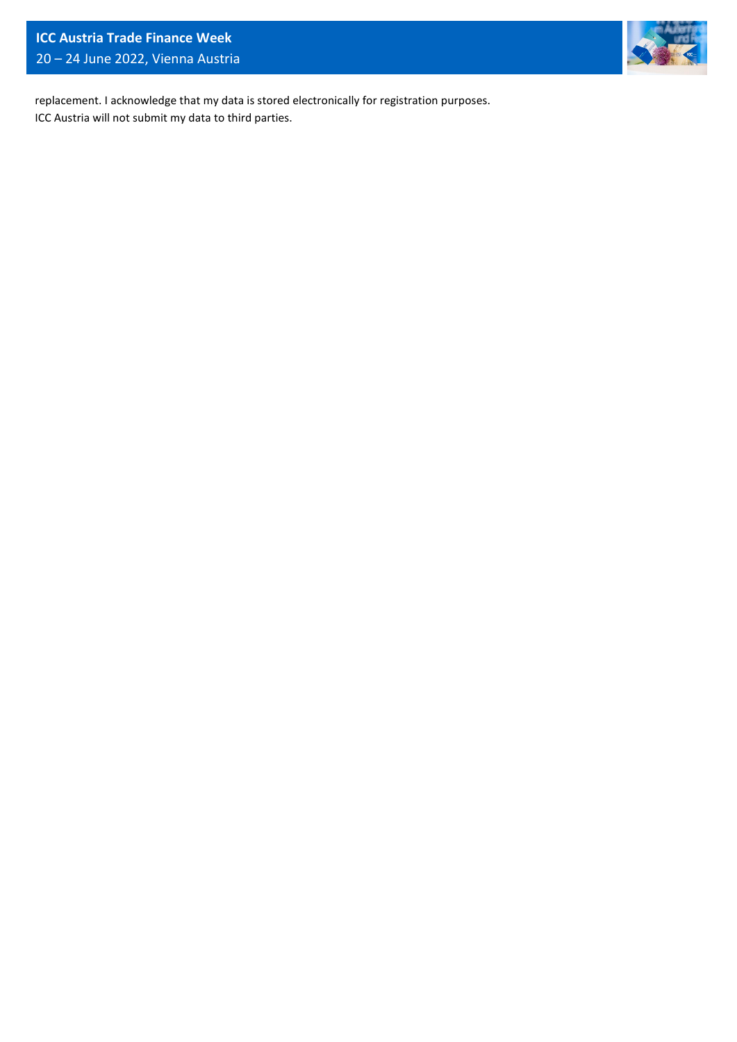replacement. I acknowledge that my data is stored electronically for registration purposes.
ICC Austria will not submit my data to third parties.